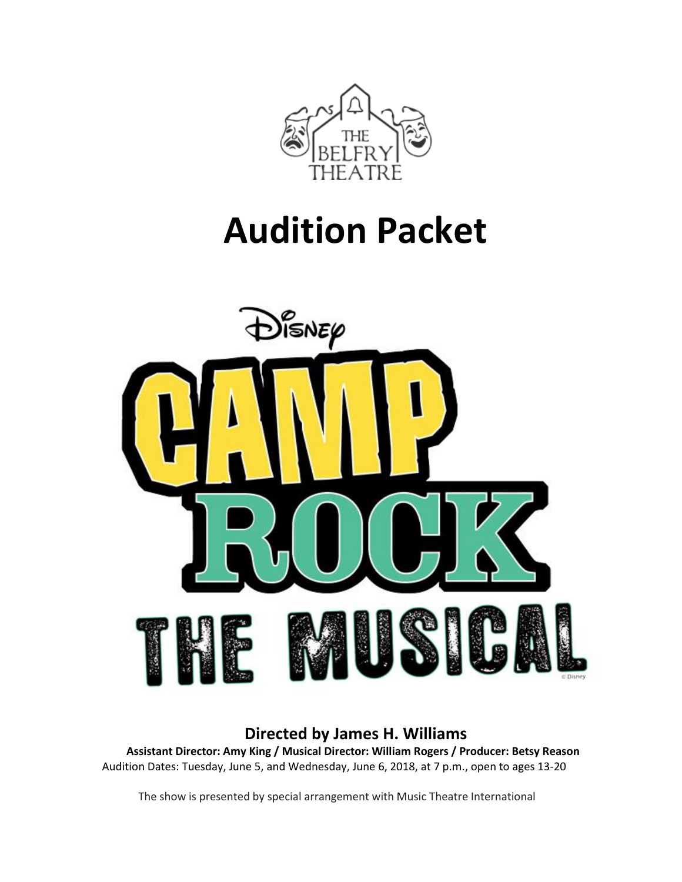THE BELFRY THEATRE

# Audition Packet

Disney

# CAMP ROCK THE MUSICAL

© Disney

**Directed by James H. Williams**

**Assistant Director: Amy King / Musical Director: William Rogers / Producer: Betsy Reason**

Audition Dates: Tuesday, June 5, and Wednesday, June 6, 2018, at 7 p.m., open to ages 13-20

The show is presented by special arrangement with Music Theatre International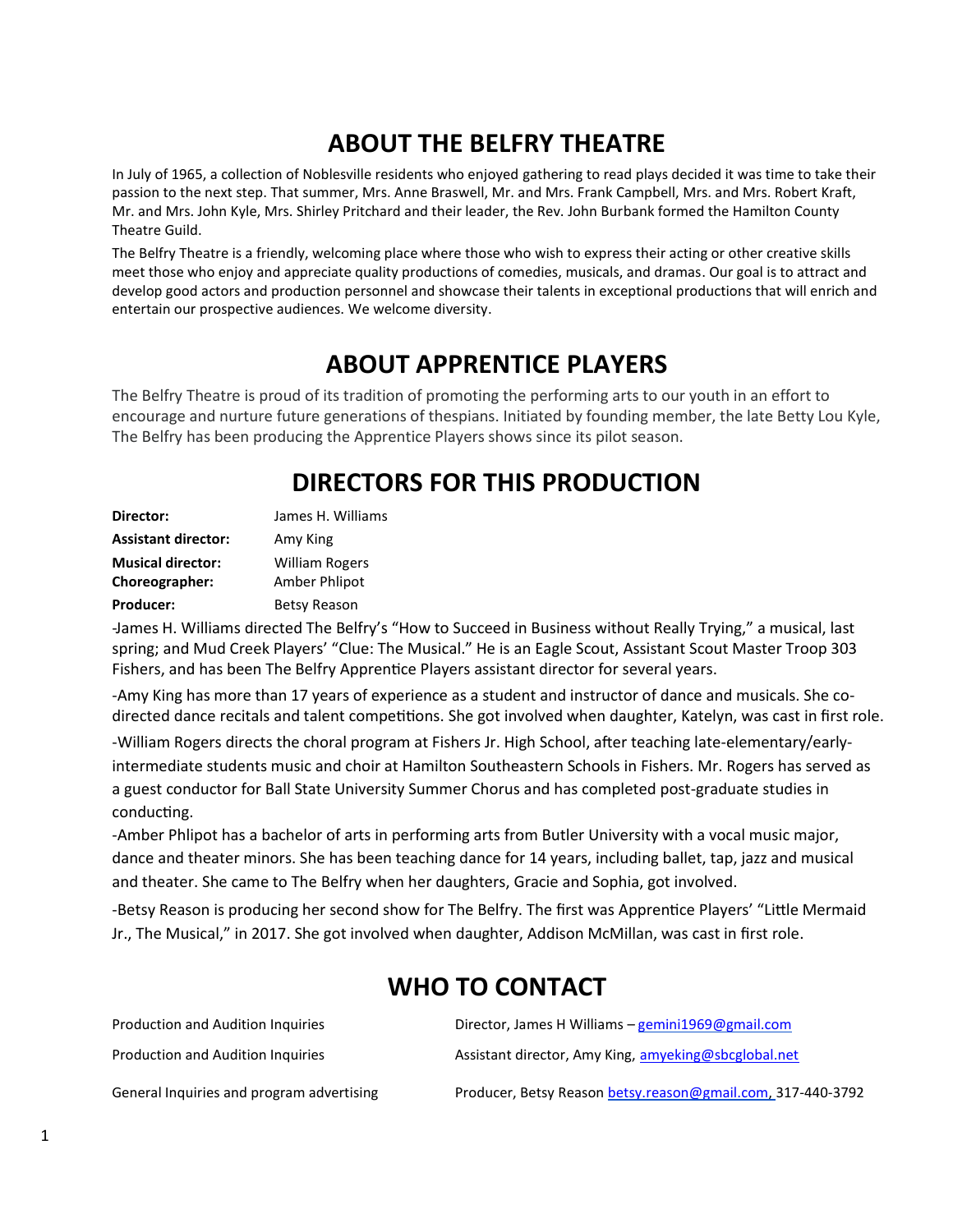# ABOUT THE BELFRY THEATRE

In July of 1965, a collection of Noblesville residents who enjoyed gathering to read plays decided it was time to take their passion to the next step. That summer, Mrs. Anne Braswell, Mr. and Mrs. Frank Campbell, Mrs. and Mrs. Robert Kraft, Mr. and Mrs. John Kyle, Mrs. Shirley Pritchard and their leader, the Rev. John Burbank formed the Hamilton County Theatre Guild.

The Belfry Theatre is a friendly, welcoming place where those who wish to express their acting or other creative skills meet those who enjoy and appreciate quality productions of comedies, musicals, and dramas. Our goal is to attract and develop good actors and production personnel and showcase their talents in exceptional productions that will enrich and entertain our prospective audiences. We welcome diversity.

# ABOUT APPRENTICE PLAYERS

The Belfry Theatre is proud of its tradition of promoting the performing arts to our youth in an effort to encourage and nurture future generations of thespians. Initiated by founding member, the late Betty Lou Kyle, The Belfry has been producing the Apprentice Players shows since its pilot season.

# DIRECTORS FOR THIS PRODUCTION

| | |
|---|---|
| **Director:** | James H. Williams |
| **Assistant director:** | Amy King |
| **Musical director:** | William Rogers |
| **Choreographer:** | Amber Phlipot |
| **Producer:** | Betsy Reason |

-James H. Williams directed The Belfry's "How to Succeed in Business without Really Trying," a musical, last spring; and Mud Creek Players' "Clue: The Musical." He is an Eagle Scout, Assistant Scout Master Troop 303 Fishers, and has been The Belfry Apprentice Players assistant director for several years.

-Amy King has more than 17 years of experience as a student and instructor of dance and musicals. She co-directed dance recitals and talent competitions. She got involved when daughter, Katelyn, was cast in first role.

-William Rogers directs the choral program at Fishers Jr. High School, after teaching late-elementary/early-intermediate students music and choir at Hamilton Southeastern Schools in Fishers. Mr. Rogers has served as a guest conductor for Ball State University Summer Chorus and has completed post-graduate studies in conducting.

-Amber Phlipot has a bachelor of arts in performing arts from Butler University with a vocal music major, dance and theater minors. She has been teaching dance for 14 years, including ballet, tap, jazz and musical and theater. She came to The Belfry when her daughters, Gracie and Sophia, got involved.

-Betsy Reason is producing her second show for The Belfry. The first was Apprentice Players' "Little Mermaid Jr., The Musical," in 2017. She got involved when daughter, Addison McMillan, was cast in first role.

# WHO TO CONTACT

| | |
|---|---|
| Production and Audition Inquiries | Director, James H Williams – gemini1969@gmail.com |
| Production and Audition Inquiries | Assistant director, Amy King, amyeking@sbcglobal.net |
| General Inquiries and program advertising | Producer, Betsy Reason betsy.reason@gmail.com, 317-440-3792 |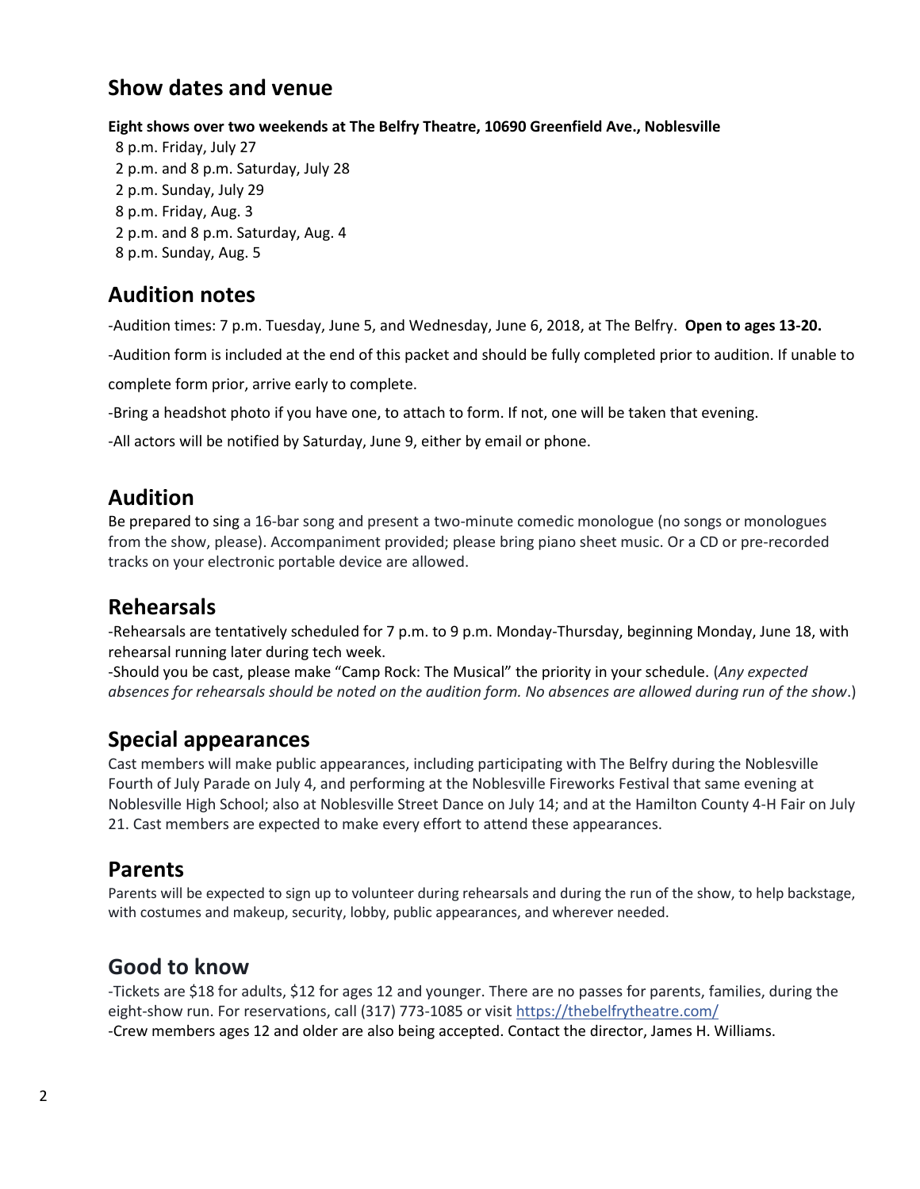## Show dates and venue

**Eight shows over two weekends at The Belfry Theatre, 10690 Greenfield Ave., Noblesville**

8 p.m. Friday, July 27
2 p.m. and 8 p.m. Saturday, July 28
2 p.m. Sunday, July 29
8 p.m. Friday, Aug. 3
2 p.m. and 8 p.m. Saturday, Aug. 4
8 p.m. Sunday, Aug. 5

## Audition notes

-Audition times: 7 p.m. Tuesday, June 5, and Wednesday, June 6, 2018, at The Belfry. **Open to ages 13-20.**

-Audition form is included at the end of this packet and should be fully completed prior to audition. If unable to complete form prior, arrive early to complete.

-Bring a headshot photo if you have one, to attach to form. If not, one will be taken that evening.

-All actors will be notified by Saturday, June 9, either by email or phone.

## Audition

Be prepared to sing a 16-bar song and present a two-minute comedic monologue (no songs or monologues from the show, please). Accompaniment provided; please bring piano sheet music. Or a CD or pre-recorded tracks on your electronic portable device are allowed.

## Rehearsals

-Rehearsals are tentatively scheduled for 7 p.m. to 9 p.m. Monday-Thursday, beginning Monday, June 18, with rehearsal running later during tech week.

-Should you be cast, please make "Camp Rock: The Musical" the priority in your schedule. (*Any expected absences for rehearsals should be noted on the audition form. No absences are allowed during run of the show*.)

## Special appearances

Cast members will make public appearances, including participating with The Belfry during the Noblesville Fourth of July Parade on July 4, and performing at the Noblesville Fireworks Festival that same evening at Noblesville High School; also at Noblesville Street Dance on July 14; and at the Hamilton County 4-H Fair on July 21. Cast members are expected to make every effort to attend these appearances.

## Parents

Parents will be expected to sign up to volunteer during rehearsals and during the run of the show, to help backstage, with costumes and makeup, security, lobby, public appearances, and wherever needed.

## Good to know

-Tickets are $18 for adults, $12 for ages 12 and younger. There are no passes for parents, families, during the eight-show run. For reservations, call (317) 773-1085 or visit https://thebelfrytheatre.com/

-Crew members ages 12 and older are also being accepted. Contact the director, James H. Williams.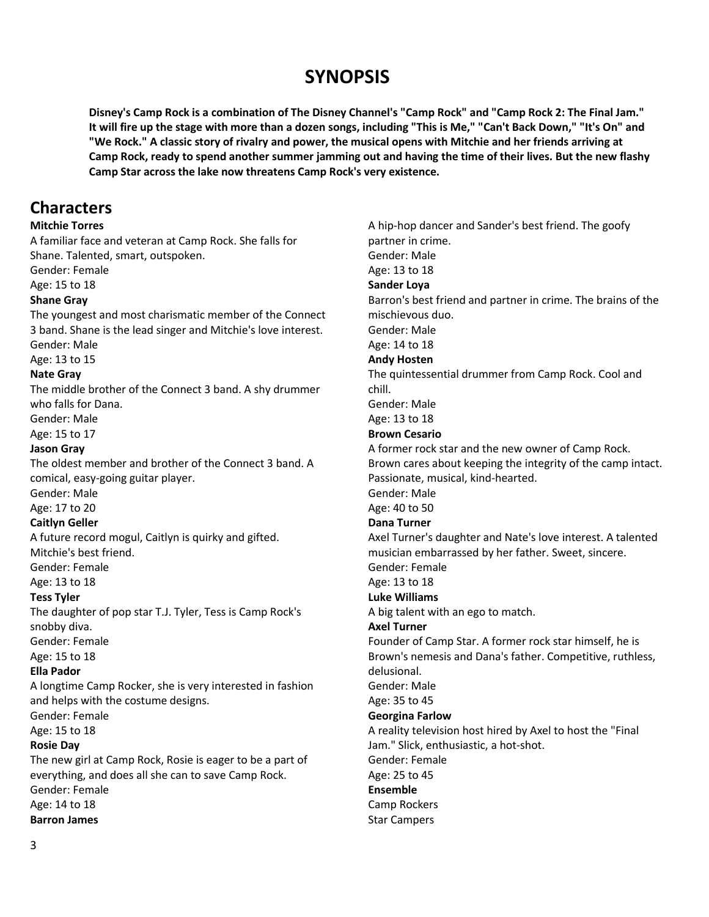# SYNOPSIS

**Disney's Camp Rock is a combination of The Disney Channel's "Camp Rock" and "Camp Rock 2: The Final Jam." It will fire up the stage with more than a dozen songs, including "This is Me," "Can't Back Down," "It's On" and "We Rock." A classic story of rivalry and power, the musical opens with Mitchie and her friends arriving at Camp Rock, ready to spend another summer jamming out and having the time of their lives. But the new flashy Camp Star across the lake now threatens Camp Rock's very existence.**

## Characters

**Mitchie Torres**
A familiar face and veteran at Camp Rock. She falls for Shane. Talented, smart, outspoken.
Gender: Female
Age: 15 to 18

**Shane Gray**
The youngest and most charismatic member of the Connect 3 band. Shane is the lead singer and Mitchie's love interest.
Gender: Male
Age: 13 to 15

**Nate Gray**
The middle brother of the Connect 3 band. A shy drummer who falls for Dana.
Gender: Male
Age: 15 to 17

**Jason Gray**
The oldest member and brother of the Connect 3 band. A comical, easy-going guitar player.
Gender: Male
Age: 17 to 20

**Caitlyn Geller**
A future record mogul, Caitlyn is quirky and gifted. Mitchie's best friend.
Gender: Female
Age: 13 to 18

**Tess Tyler**
The daughter of pop star T.J. Tyler, Tess is Camp Rock's snobby diva.
Gender: Female
Age: 15 to 18

**Ella Pador**
A longtime Camp Rocker, she is very interested in fashion and helps with the costume designs.
Gender: Female
Age: 15 to 18

**Rosie Day**
The new girl at Camp Rock, Rosie is eager to be a part of everything, and does all she can to save Camp Rock.
Gender: Female
Age: 14 to 18

**Barron James**
A hip-hop dancer and Sander's best friend. The goofy partner in crime.
Gender: Male
Age: 13 to 18

**Sander Loya**
Barron's best friend and partner in crime. The brains of the mischievous duo.
Gender: Male
Age: 14 to 18

**Andy Hosten**
The quintessential drummer from Camp Rock. Cool and chill.
Gender: Male
Age: 13 to 18

**Brown Cesario**
A former rock star and the new owner of Camp Rock. Brown cares about keeping the integrity of the camp intact. Passionate, musical, kind-hearted.
Gender: Male
Age: 40 to 50

**Dana Turner**
Axel Turner's daughter and Nate's love interest. A talented musician embarrassed by her father. Sweet, sincere.
Gender: Female
Age: 13 to 18

**Luke Williams**
A big talent with an ego to match.

**Axel Turner**
Founder of Camp Star. A former rock star himself, he is Brown's nemesis and Dana's father. Competitive, ruthless, delusional.
Gender: Male
Age: 35 to 45

**Georgina Farlow**
A reality television host hired by Axel to host the "Final Jam." Slick, enthusiastic, a hot-shot.
Gender: Female
Age: 25 to 45

**Ensemble**
Camp Rockers
Star Campers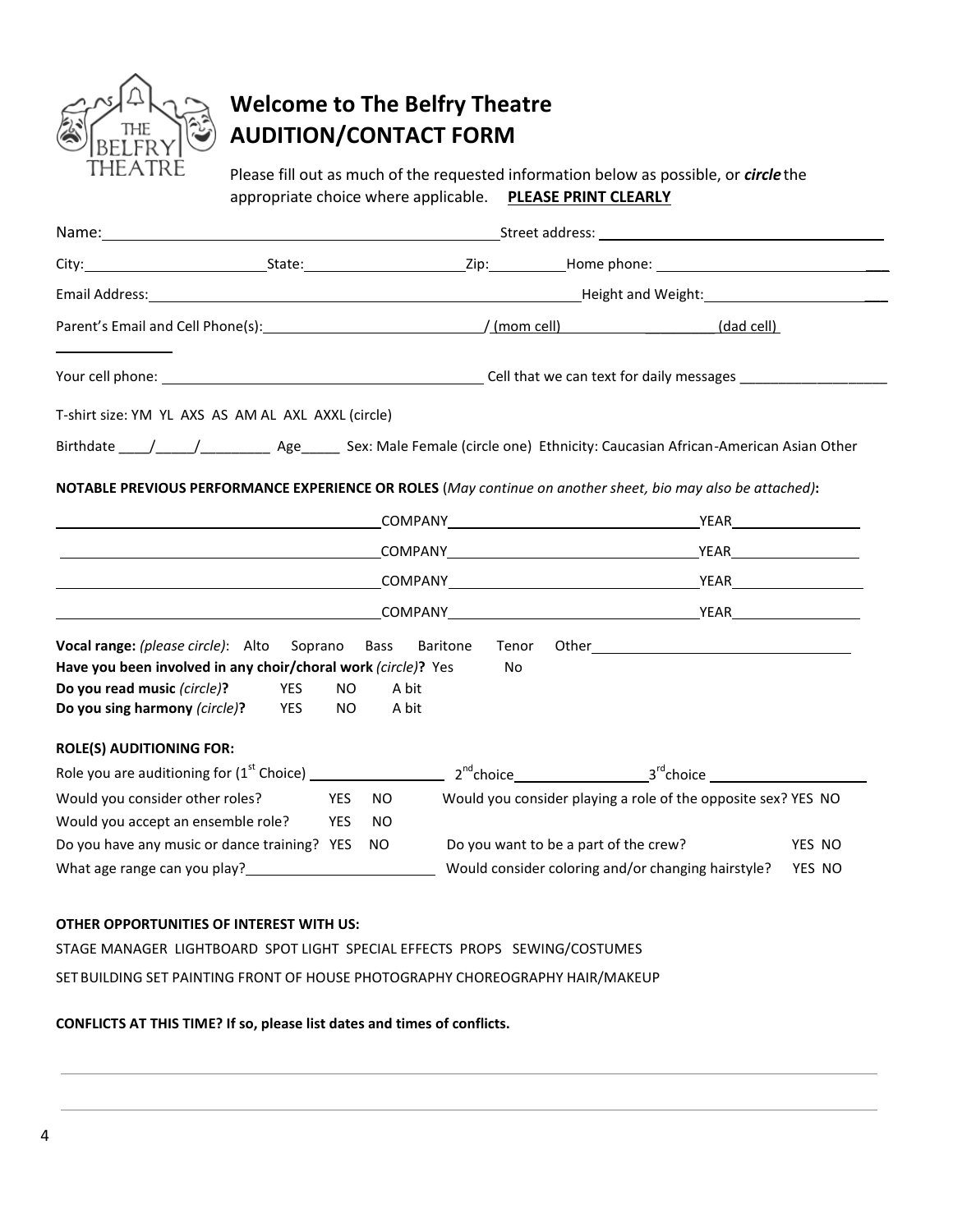# Welcome to The Belfry Theatre
# AUDITION/CONTACT FORM

Please fill out as much of the requested information below as possible, or ***circle*** the appropriate choice where applicable. **PLEASE PRINT CLEARLY**

Name:_______________________________ Street address: _______________________________

City:_________________ State:_________________ Zip:________ Home phone: _____________________

Email Address:___________________________________________ Height and Weight:_________________

Parent's Email and Cell Phone(s):_______________________/ (mom cell)___________________(dad cell)

_____________

Your cell phone: ___________________________________ Cell that we can text for daily messages _______________

T-shirt size: YM YL AXS AS AM AL AXL AXXL (circle)

Birthdate ____/_____/_________ Age_____ Sex: Male Female (circle one) Ethnicity: Caucasian African-American Asian Other

**NOTABLE PREVIOUS PERFORMANCE EXPERIENCE OR ROLES** (*May continue on another sheet, bio may also be attached)*:

_________________________________COMPANY_____________________________YEAR_______________

_________________________________COMPANY_____________________________YEAR_______________

_________________________________COMPANY_____________________________YEAR_______________

_________________________________COMPANY_____________________________YEAR_______________

**Vocal range:** *(please circle)*: Alto Soprano Bass Baritone Tenor Other_______________________________

**Have you been involved in any choir/choral work** *(circle)***?** Yes No

**Do you read music** *(circle)***?** YES NO A bit

**Do you sing harmony** *(circle)***?** YES NO A bit

**ROLE(S) AUDITIONING FOR:**

Role you are auditioning for (1st Choice) _______________ 2nd choice_______________ 3rd choice _________________

Would you consider other roles? YES NO

Would you consider playing a role of the opposite sex? YES NO

Would you accept an ensemble role? YES NO

Do you have any music or dance training? YES NO

Do you want to be a part of the crew? YES NO

What age range can you play?______________________

Would consider coloring and/or changing hairstyle? YES NO

**OTHER OPPORTUNITIES OF INTEREST WITH US:**

STAGE MANAGER LIGHTBOARD SPOT LIGHT SPECIAL EFFECTS PROPS SEWING/COSTUMES

SET BUILDING SET PAINTING FRONT OF HOUSE PHOTOGRAPHY CHOREOGRAPHY HAIR/MAKEUP

**CONFLICTS AT THIS TIME? If so, please list dates and times of conflicts.**

_____________________________________________________________________________

_____________________________________________________________________________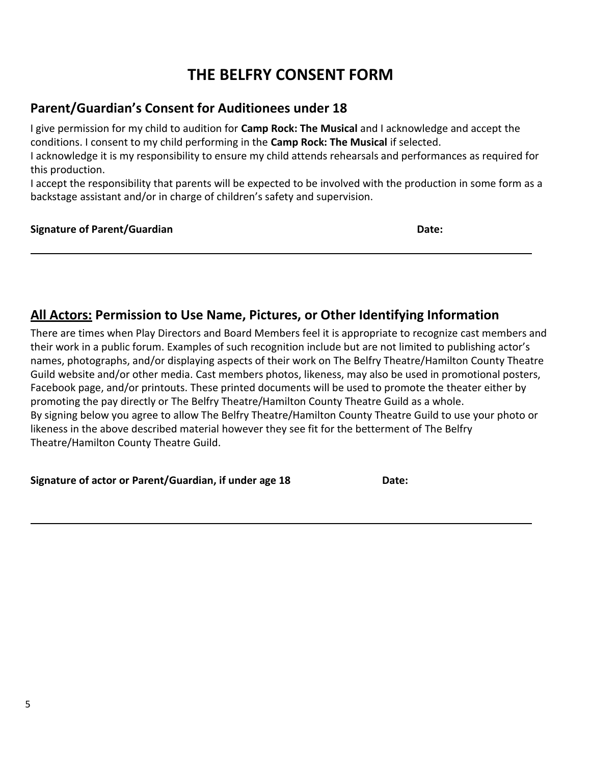# THE BELFRY CONSENT FORM

## Parent/Guardian's Consent for Auditionees under 18

I give permission for my child to audition for **Camp Rock: The Musical** and I acknowledge and accept the conditions. I consent to my child performing in the **Camp Rock: The Musical** if selected.
I acknowledge it is my responsibility to ensure my child attends rehearsals and performances as required for this production.
I accept the responsibility that parents will be expected to be involved with the production in some form as a backstage assistant and/or in charge of children's safety and supervision.

**Signature of Parent/Guardian** **Date:**

---

## <u>All Actors:</u> Permission to Use Name, Pictures, or Other Identifying Information

There are times when Play Directors and Board Members feel it is appropriate to recognize cast members and their work in a public forum. Examples of such recognition include but are not limited to publishing actor's names, photographs, and/or displaying aspects of their work on The Belfry Theatre/Hamilton County Theatre Guild website and/or other media. Cast members photos, likeness, may also be used in promotional posters, Facebook page, and/or printouts. These printed documents will be used to promote the theater either by promoting the pay directly or The Belfry Theatre/Hamilton County Theatre Guild as a whole.
By signing below you agree to allow The Belfry Theatre/Hamilton County Theatre Guild to use your photo or likeness in the above described material however they see fit for the betterment of The Belfry Theatre/Hamilton County Theatre Guild.

**Signature of actor or Parent/Guardian, if under age 18** **Date:**

---